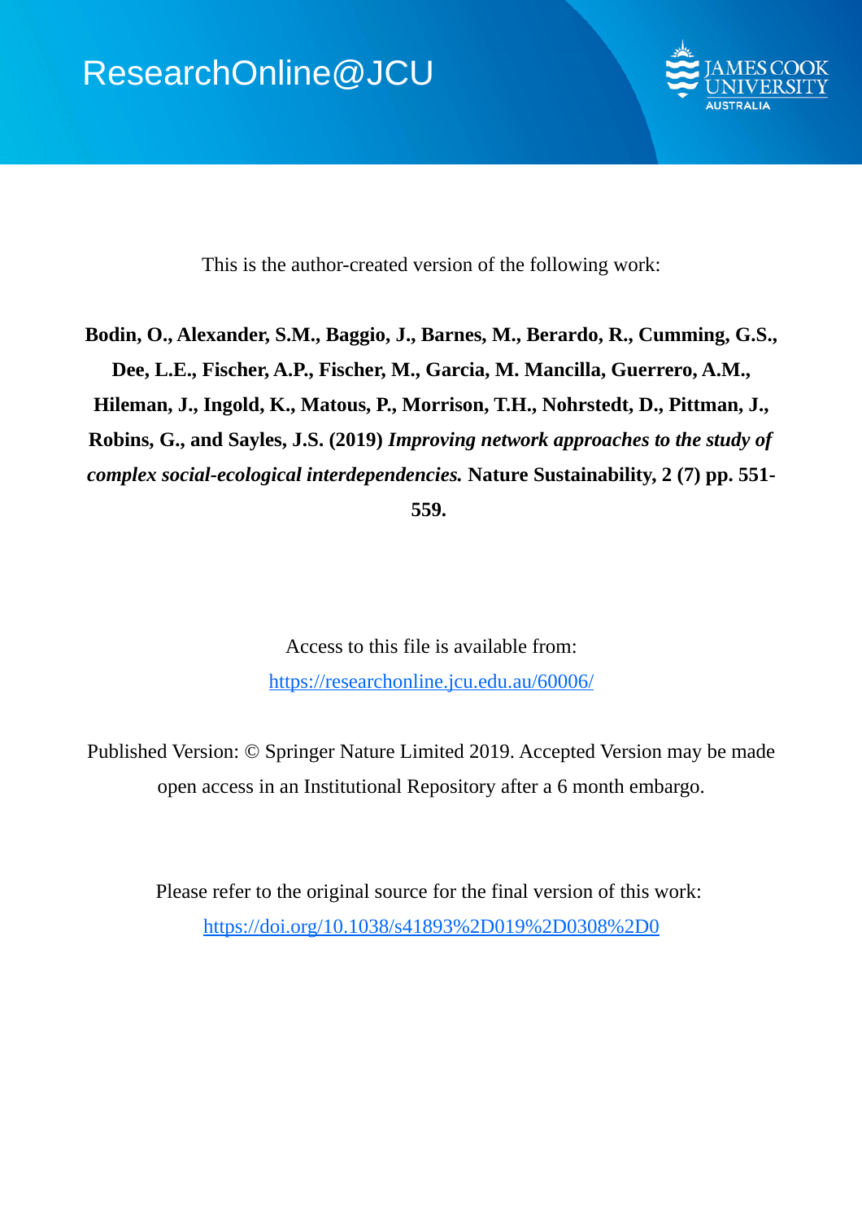ResearchOnline@JCU

This is the author-created version of the following work:

**Bodin, O., Alexander, S.M., Baggio, J., Barnes, M., Berardo, R., Cumming, G.S., Dee, L.E., Fischer, A.P., Fischer, M., Garcia, M. Mancilla, Guerrero, A.M., Hileman, J., Ingold, K., Matous, P., Morrison, T.H., Nohrstedt, D., Pittman, J., Robins, G., and Sayles, J.S. (2019)** ***Improving network approaches to the study of complex social-ecological interdependencies.*** **Nature Sustainability, 2 (7) pp. 551-559.**

Access to this file is available from:

https://researchonline.jcu.edu.au/60006/

Published Version: © Springer Nature Limited 2019. Accepted Version may be made open access in an Institutional Repository after a 6 month embargo.

Please refer to the original source for the final version of this work:

https://doi.org/10.1038/s41893%2D019%2D0308%2D0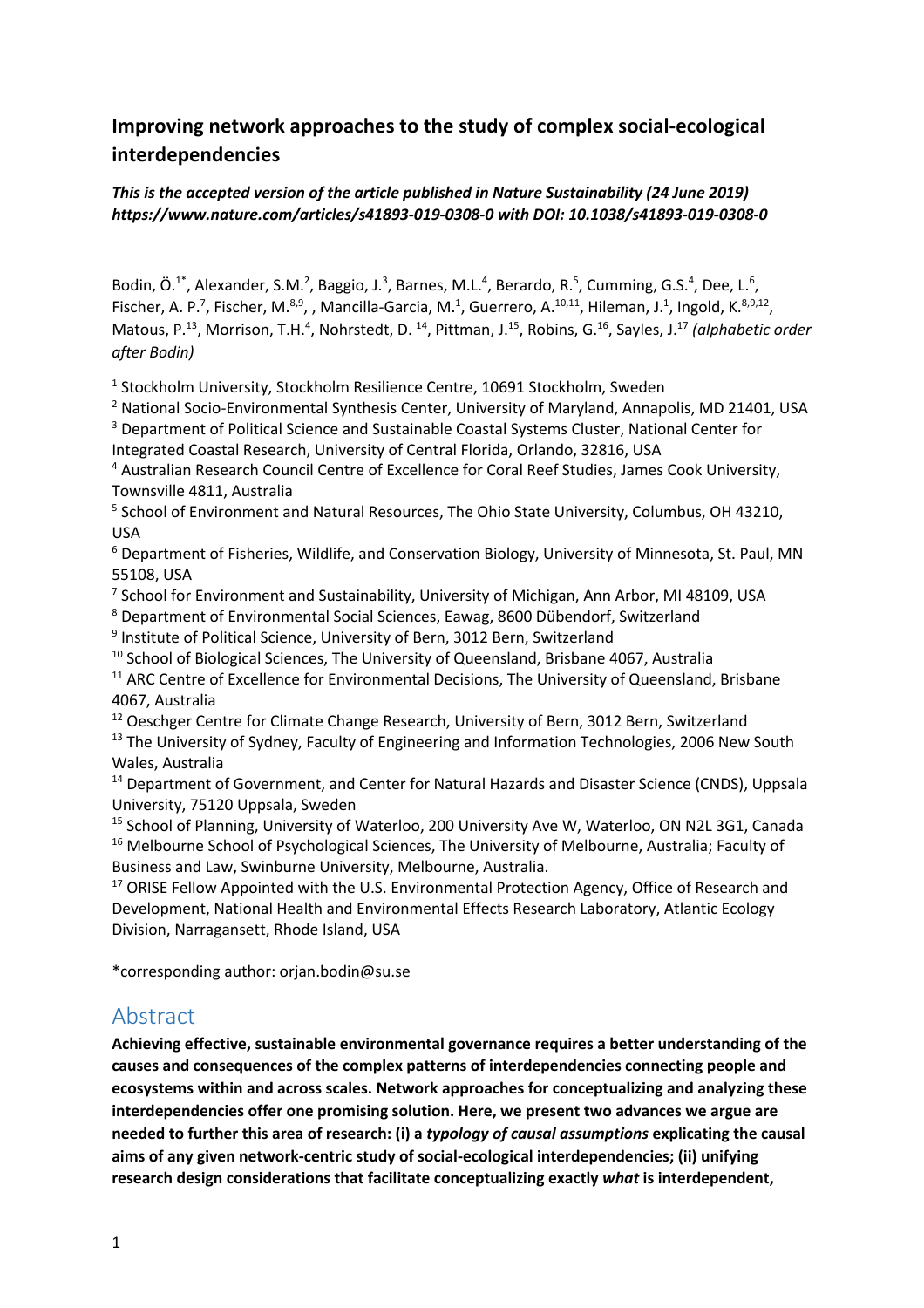# Improving network approaches to the study of complex social-ecological interdependencies

***This is the accepted version of the article published in Nature Sustainability (24 June 2019) https://www.nature.com/articles/s41893-019-0308-0 with DOI: 10.1038/s41893-019-0308-0***

Bodin, Ö.[1*], Alexander, S.M.[2], Baggio, J.[3], Barnes, M.L.[4], Berardo, R.[5], Cumming, G.S.[4], Dee, L.[6], Fischer, A. P.[7], Fischer, M.[8,9], , Mancilla-Garcia, M.[1], Guerrero, A.[10,11], Hileman, J.[1], Ingold, K.[8,9,12], Matous, P.[13], Morrison, T.H.[4], Nohrstedt, D. [14], Pittman, J.[15], Robins, G.[16], Sayles, J.[17] *(alphabetic order after Bodin)*

[1] Stockholm University, Stockholm Resilience Centre, 10691 Stockholm, Sweden

[2] National Socio-Environmental Synthesis Center, University of Maryland, Annapolis, MD 21401, USA

[3] Department of Political Science and Sustainable Coastal Systems Cluster, National Center for Integrated Coastal Research, University of Central Florida, Orlando, 32816, USA

[4] Australian Research Council Centre of Excellence for Coral Reef Studies, James Cook University, Townsville 4811, Australia

[5] School of Environment and Natural Resources, The Ohio State University, Columbus, OH 43210, USA

[6] Department of Fisheries, Wildlife, and Conservation Biology, University of Minnesota, St. Paul, MN 55108, USA

[7] School for Environment and Sustainability, University of Michigan, Ann Arbor, MI 48109, USA

[8] Department of Environmental Social Sciences, Eawag, 8600 Dübendorf, Switzerland

[9] Institute of Political Science, University of Bern, 3012 Bern, Switzerland

[10] School of Biological Sciences, The University of Queensland, Brisbane 4067, Australia

[11] ARC Centre of Excellence for Environmental Decisions, The University of Queensland, Brisbane 4067, Australia

[12] Oeschger Centre for Climate Change Research, University of Bern, 3012 Bern, Switzerland

[13] The University of Sydney, Faculty of Engineering and Information Technologies, 2006 New South Wales, Australia

[14] Department of Government, and Center for Natural Hazards and Disaster Science (CNDS), Uppsala University, 75120 Uppsala, Sweden

[15] School of Planning, University of Waterloo, 200 University Ave W, Waterloo, ON N2L 3G1, Canada

[16] Melbourne School of Psychological Sciences, The University of Melbourne, Australia; Faculty of Business and Law, Swinburne University, Melbourne, Australia.

[17] ORISE Fellow Appointed with the U.S. Environmental Protection Agency, Office of Research and Development, National Health and Environmental Effects Research Laboratory, Atlantic Ecology Division, Narragansett, Rhode Island, USA

*corresponding author: orjan.bodin@su.se

## Abstract

**Achieving effective, sustainable environmental governance requires a better understanding of the causes and consequences of the complex patterns of interdependencies connecting people and ecosystems within and across scales. Network approaches for conceptualizing and analyzing these interdependencies offer one promising solution. Here, we present two advances we argue are needed to further this area of research: (i) a *typology of causal assumptions* explicating the causal aims of any given network-centric study of social-ecological interdependencies; (ii) unifying research design considerations that facilitate conceptualizing exactly *what* is interdependent,**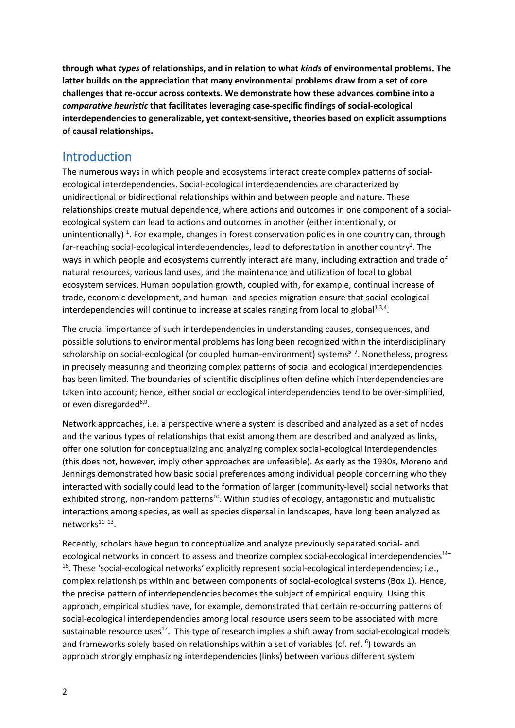**through what *types* of relationships, and in relation to what *kinds* of environmental problems. The latter builds on the appreciation that many environmental problems draw from a set of core challenges that re-occur across contexts. We demonstrate how these advances combine into a *comparative heuristic* that facilitates leveraging case-specific findings of social-ecological interdependencies to generalizable, yet context-sensitive, theories based on explicit assumptions of causal relationships.**

## Introduction

The numerous ways in which people and ecosystems interact create complex patterns of social-ecological interdependencies. Social-ecological interdependencies are characterized by unidirectional or bidirectional relationships within and between people and nature. These relationships create mutual dependence, where actions and outcomes in one component of a social-ecological system can lead to actions and outcomes in another (either intentionally, or unintentionally) [1]. For example, changes in forest conservation policies in one country can, through far-reaching social-ecological interdependencies, lead to deforestation in another country[2]. The ways in which people and ecosystems currently interact are many, including extraction and trade of natural resources, various land uses, and the maintenance and utilization of local to global ecosystem services. Human population growth, coupled with, for example, continual increase of trade, economic development, and human- and species migration ensure that social-ecological interdependencies will continue to increase at scales ranging from local to global[1,3,4].

The crucial importance of such interdependencies in understanding causes, consequences, and possible solutions to environmental problems has long been recognized within the interdisciplinary scholarship on social-ecological (or coupled human-environment) systems[5–7]. Nonetheless, progress in precisely measuring and theorizing complex patterns of social and ecological interdependencies has been limited. The boundaries of scientific disciplines often define which interdependencies are taken into account; hence, either social or ecological interdependencies tend to be over-simplified, or even disregarded[8,9].

Network approaches, i.e. a perspective where a system is described and analyzed as a set of nodes and the various types of relationships that exist among them are described and analyzed as links, offer one solution for conceptualizing and analyzing complex social-ecological interdependencies (this does not, however, imply other approaches are unfeasible). As early as the 1930s, Moreno and Jennings demonstrated how basic social preferences among individual people concerning who they interacted with socially could lead to the formation of larger (community-level) social networks that exhibited strong, non-random patterns[10]. Within studies of ecology, antagonistic and mutualistic interactions among species, as well as species dispersal in landscapes, have long been analyzed as networks[11–13].

Recently, scholars have begun to conceptualize and analyze previously separated social- and ecological networks in concert to assess and theorize complex social-ecological interdependencies[14–16]. These 'social-ecological networks' explicitly represent social-ecological interdependencies; i.e., complex relationships within and between components of social-ecological systems (Box 1). Hence, the precise pattern of interdependencies becomes the subject of empirical enquiry. Using this approach, empirical studies have, for example, demonstrated that certain re-occurring patterns of social-ecological interdependencies among local resource users seem to be associated with more sustainable resource uses[17]. This type of research implies a shift away from social-ecological models and frameworks solely based on relationships within a set of variables (cf. ref. [6]) towards an approach strongly emphasizing interdependencies (links) between various different system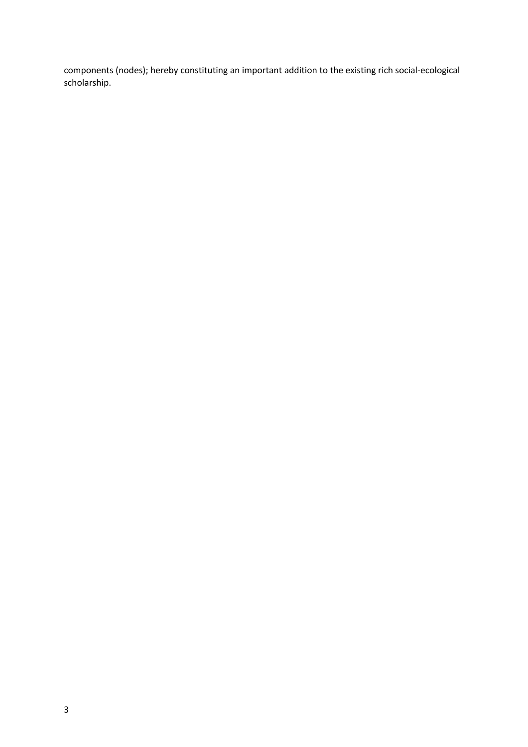components (nodes); hereby constituting an important addition to the existing rich social-ecological scholarship.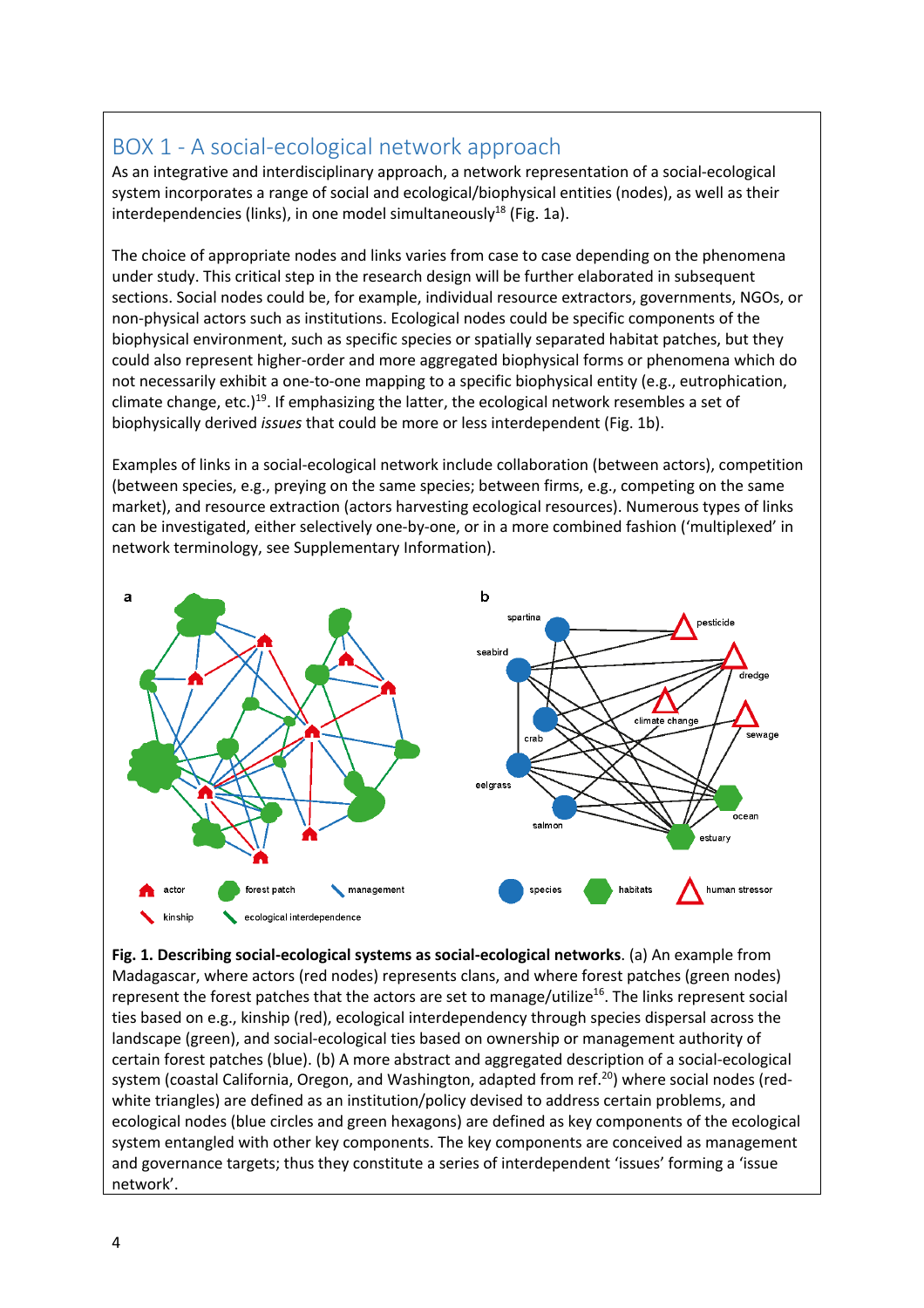## BOX 1 - A social-ecological network approach

As an integrative and interdisciplinary approach, a network representation of a social-ecological system incorporates a range of social and ecological/biophysical entities (nodes), as well as their interdependencies (links), in one model simultaneously[18] (Fig. 1a).

The choice of appropriate nodes and links varies from case to case depending on the phenomena under study. This critical step in the research design will be further elaborated in subsequent sections. Social nodes could be, for example, individual resource extractors, governments, NGOs, or non-physical actors such as institutions. Ecological nodes could be specific components of the biophysical environment, such as specific species or spatially separated habitat patches, but they could also represent higher-order and more aggregated biophysical forms or phenomena which do not necessarily exhibit a one-to-one mapping to a specific biophysical entity (e.g., eutrophication, climate change, etc.)[19]. If emphasizing the latter, the ecological network resembles a set of biophysically derived *issues* that could be more or less interdependent (Fig. 1b).

Examples of links in a social-ecological network include collaboration (between actors), competition (between species, e.g., preying on the same species; between firms, e.g., competing on the same market), and resource extraction (actors harvesting ecological resources). Numerous types of links can be investigated, either selectively one-by-one, or in a more combined fashion ('multiplexed' in network terminology, see Supplementary Information).

**Fig. 1. Describing social-ecological systems as social-ecological networks**. (a) An example from Madagascar, where actors (red nodes) represents clans, and where forest patches (green nodes) represent the forest patches that the actors are set to manage/utilize[16]. The links represent social ties based on e.g., kinship (red), ecological interdependency through species dispersal across the landscape (green), and social-ecological ties based on ownership or management authority of certain forest patches (blue). (b) A more abstract and aggregated description of a social-ecological system (coastal California, Oregon, and Washington, adapted from ref.[20]) where social nodes (red-white triangles) are defined as an institution/policy devised to address certain problems, and ecological nodes (blue circles and green hexagons) are defined as key components of the ecological system entangled with other key components. The key components are conceived as management and governance targets; thus they constitute a series of interdependent 'issues' forming a 'issue network'.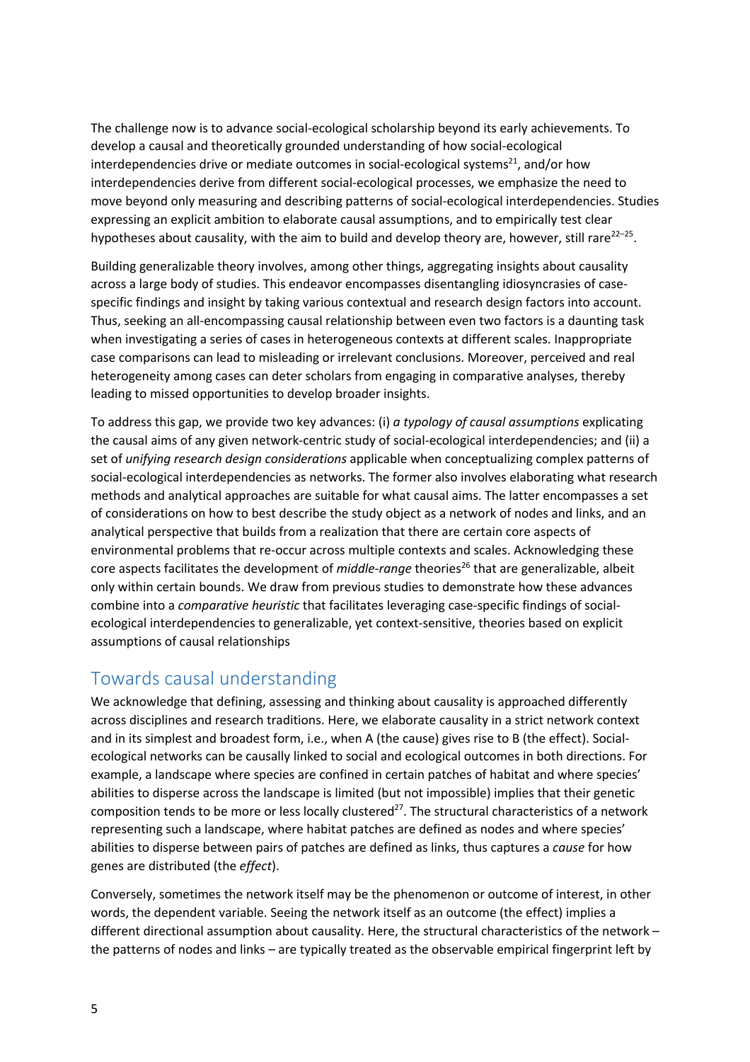The challenge now is to advance social-ecological scholarship beyond its early achievements. To develop a causal and theoretically grounded understanding of how social-ecological interdependencies drive or mediate outcomes in social-ecological systems[21], and/or how interdependencies derive from different social-ecological processes, we emphasize the need to move beyond only measuring and describing patterns of social-ecological interdependencies. Studies expressing an explicit ambition to elaborate causal assumptions, and to empirically test clear hypotheses about causality, with the aim to build and develop theory are, however, still rare[22–25].

Building generalizable theory involves, among other things, aggregating insights about causality across a large body of studies. This endeavor encompasses disentangling idiosyncrasies of case-specific findings and insight by taking various contextual and research design factors into account. Thus, seeking an all-encompassing causal relationship between even two factors is a daunting task when investigating a series of cases in heterogeneous contexts at different scales. Inappropriate case comparisons can lead to misleading or irrelevant conclusions. Moreover, perceived and real heterogeneity among cases can deter scholars from engaging in comparative analyses, thereby leading to missed opportunities to develop broader insights.

To address this gap, we provide two key advances: (i) *a typology of causal assumptions* explicating the causal aims of any given network-centric study of social-ecological interdependencies; and (ii) a set of *unifying research design considerations* applicable when conceptualizing complex patterns of social-ecological interdependencies as networks. The former also involves elaborating what research methods and analytical approaches are suitable for what causal aims. The latter encompasses a set of considerations on how to best describe the study object as a network of nodes and links, and an analytical perspective that builds from a realization that there are certain core aspects of environmental problems that re-occur across multiple contexts and scales. Acknowledging these core aspects facilitates the development of *middle-range* theories[26] that are generalizable, albeit only within certain bounds. We draw from previous studies to demonstrate how these advances combine into a *comparative heuristic* that facilitates leveraging case-specific findings of social-ecological interdependencies to generalizable, yet context-sensitive, theories based on explicit assumptions of causal relationships

## Towards causal understanding

We acknowledge that defining, assessing and thinking about causality is approached differently across disciplines and research traditions. Here, we elaborate causality in a strict network context and in its simplest and broadest form, i.e., when A (the cause) gives rise to B (the effect). Social-ecological networks can be causally linked to social and ecological outcomes in both directions. For example, a landscape where species are confined in certain patches of habitat and where species' abilities to disperse across the landscape is limited (but not impossible) implies that their genetic composition tends to be more or less locally clustered[27]. The structural characteristics of a network representing such a landscape, where habitat patches are defined as nodes and where species' abilities to disperse between pairs of patches are defined as links, thus captures a *cause* for how genes are distributed (the *effect*).

Conversely, sometimes the network itself may be the phenomenon or outcome of interest, in other words, the dependent variable. Seeing the network itself as an outcome (the effect) implies a different directional assumption about causality. Here, the structural characteristics of the network – the patterns of nodes and links – are typically treated as the observable empirical fingerprint left by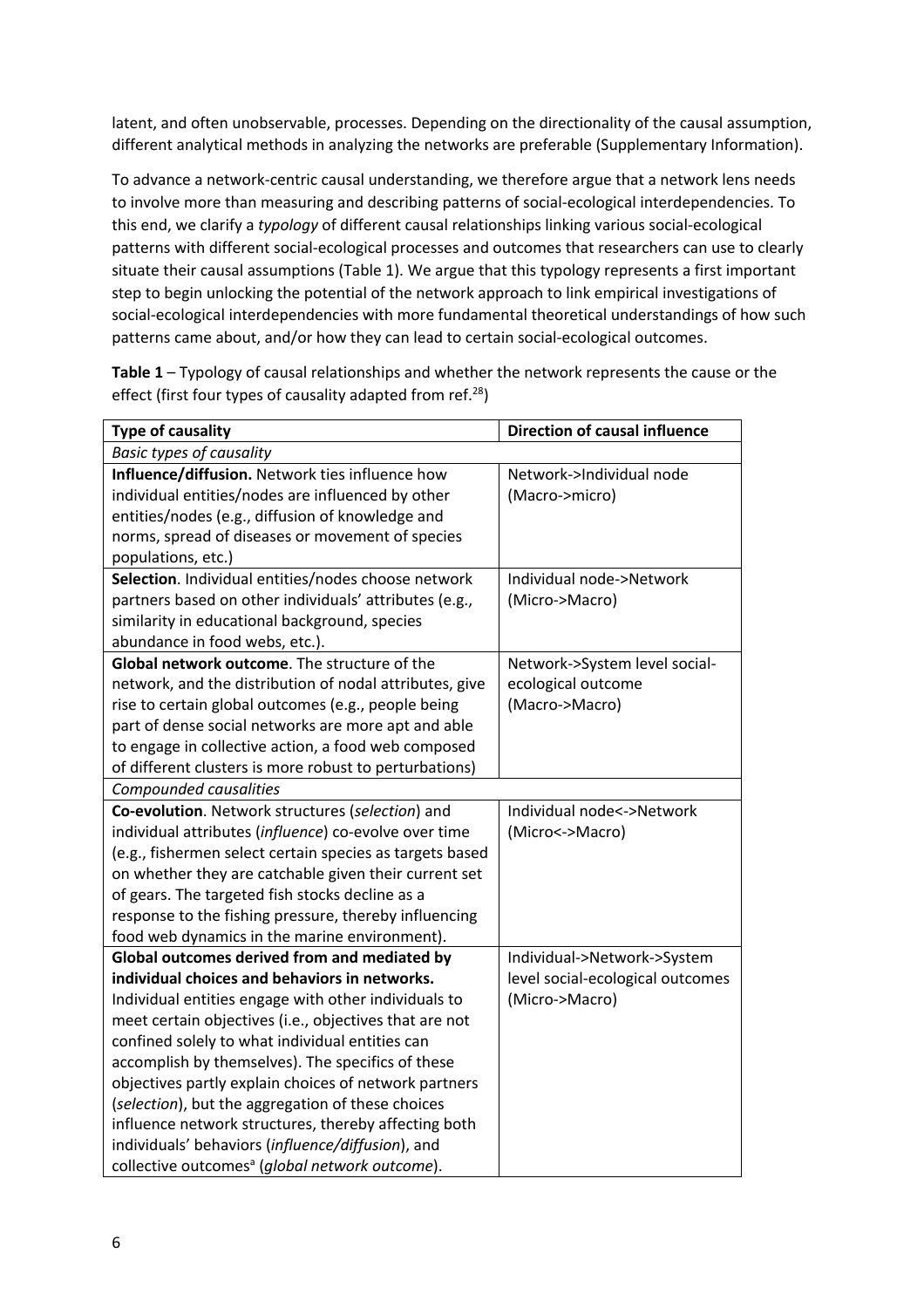latent, and often unobservable, processes. Depending on the directionality of the causal assumption, different analytical methods in analyzing the networks are preferable (Supplementary Information).

To advance a network-centric causal understanding, we therefore argue that a network lens needs to involve more than measuring and describing patterns of social-ecological interdependencies. To this end, we clarify a *typology* of different causal relationships linking various social-ecological patterns with different social-ecological processes and outcomes that researchers can use to clearly situate their causal assumptions (Table 1). We argue that this typology represents a first important step to begin unlocking the potential of the network approach to link empirical investigations of social-ecological interdependencies with more fundamental theoretical understandings of how such patterns came about, and/or how they can lead to certain social-ecological outcomes.

**Table 1** – Typology of causal relationships and whether the network represents the cause or the effect (first four types of causality adapted from ref.[28])

| Type of causality | Direction of causal influence |
|---|---|
| *Basic types of causality* | |
| **Influence/diffusion.** Network ties influence how individual entities/nodes are influenced by other entities/nodes (e.g., diffusion of knowledge and norms, spread of diseases or movement of species populations, etc.) | Network->Individual node (Macro->micro) |
| **Selection**. Individual entities/nodes choose network partners based on other individuals' attributes (e.g., similarity in educational background, species abundance in food webs, etc.). | Individual node->Network (Micro->Macro) |
| **Global network outcome**. The structure of the network, and the distribution of nodal attributes, give rise to certain global outcomes (e.g., people being part of dense social networks are more apt and able to engage in collective action, a food web composed of different clusters is more robust to perturbations) | Network->System level social-ecological outcome (Macro->Macro) |
| *Compounded causalities* | |
| **Co-evolution**. Network structures (*selection*) and individual attributes (*influence*) co-evolve over time (e.g., fishermen select certain species as targets based on whether they are catchable given their current set of gears. The targeted fish stocks decline as a response to the fishing pressure, thereby influencing food web dynamics in the marine environment). | Individual node<->Network (Micro<->Macro) |
| **Global outcomes derived from and mediated by individual choices and behaviors in networks.** Individual entities engage with other individuals to meet certain objectives (i.e., objectives that are not confined solely to what individual entities can accomplish by themselves). The specifics of these objectives partly explain choices of network partners (*selection*), but the aggregation of these choices influence network structures, thereby affecting both individuals' behaviors (*influence/diffusion*), and collective outcomes[a] (*global network outcome*). | Individual->Network->System level social-ecological outcomes (Micro->Macro) |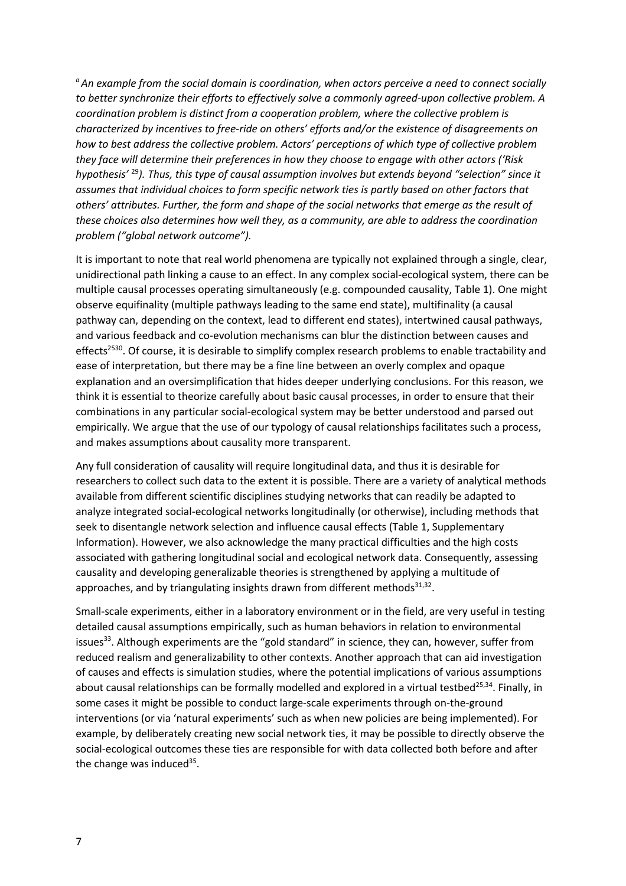[a] *An example from the social domain is coordination, when actors perceive a need to connect socially to better synchronize their efforts to effectively solve a commonly agreed-upon collective problem. A coordination problem is distinct from a cooperation problem, where the collective problem is characterized by incentives to free-ride on others' efforts and/or the existence of disagreements on how to best address the collective problem. Actors' perceptions of which type of collective problem they face will determine their preferences in how they choose to engage with other actors ('Risk hypothesis'* [29]*). Thus, this type of causal assumption involves but extends beyond "selection" since it assumes that individual choices to form specific network ties is partly based on other factors that others' attributes. Further, the form and shape of the social networks that emerge as the result of these choices also determines how well they, as a community, are able to address the coordination problem ("global network outcome").*

It is important to note that real world phenomena are typically not explained through a single, clear, unidirectional path linking a cause to an effect. In any complex social-ecological system, there can be multiple causal processes operating simultaneously (e.g. compounded causality, Table 1). One might observe equifinality (multiple pathways leading to the same end state), multifinality (a causal pathway can, depending on the context, lead to different end states), intertwined causal pathways, and various feedback and co-evolution mechanisms can blur the distinction between causes and effects[2530]. Of course, it is desirable to simplify complex research problems to enable tractability and ease of interpretation, but there may be a fine line between an overly complex and opaque explanation and an oversimplification that hides deeper underlying conclusions. For this reason, we think it is essential to theorize carefully about basic causal processes, in order to ensure that their combinations in any particular social-ecological system may be better understood and parsed out empirically. We argue that the use of our typology of causal relationships facilitates such a process, and makes assumptions about causality more transparent.

Any full consideration of causality will require longitudinal data, and thus it is desirable for researchers to collect such data to the extent it is possible. There are a variety of analytical methods available from different scientific disciplines studying networks that can readily be adapted to analyze integrated social-ecological networks longitudinally (or otherwise), including methods that seek to disentangle network selection and influence causal effects (Table 1, Supplementary Information). However, we also acknowledge the many practical difficulties and the high costs associated with gathering longitudinal social and ecological network data. Consequently, assessing causality and developing generalizable theories is strengthened by applying a multitude of approaches, and by triangulating insights drawn from different methods[31,32].

Small-scale experiments, either in a laboratory environment or in the field, are very useful in testing detailed causal assumptions empirically, such as human behaviors in relation to environmental issues[33]. Although experiments are the "gold standard" in science, they can, however, suffer from reduced realism and generalizability to other contexts. Another approach that can aid investigation of causes and effects is simulation studies, where the potential implications of various assumptions about causal relationships can be formally modelled and explored in a virtual testbed[25,34]. Finally, in some cases it might be possible to conduct large-scale experiments through on-the-ground interventions (or via 'natural experiments' such as when new policies are being implemented). For example, by deliberately creating new social network ties, it may be possible to directly observe the social-ecological outcomes these ties are responsible for with data collected both before and after the change was induced[35].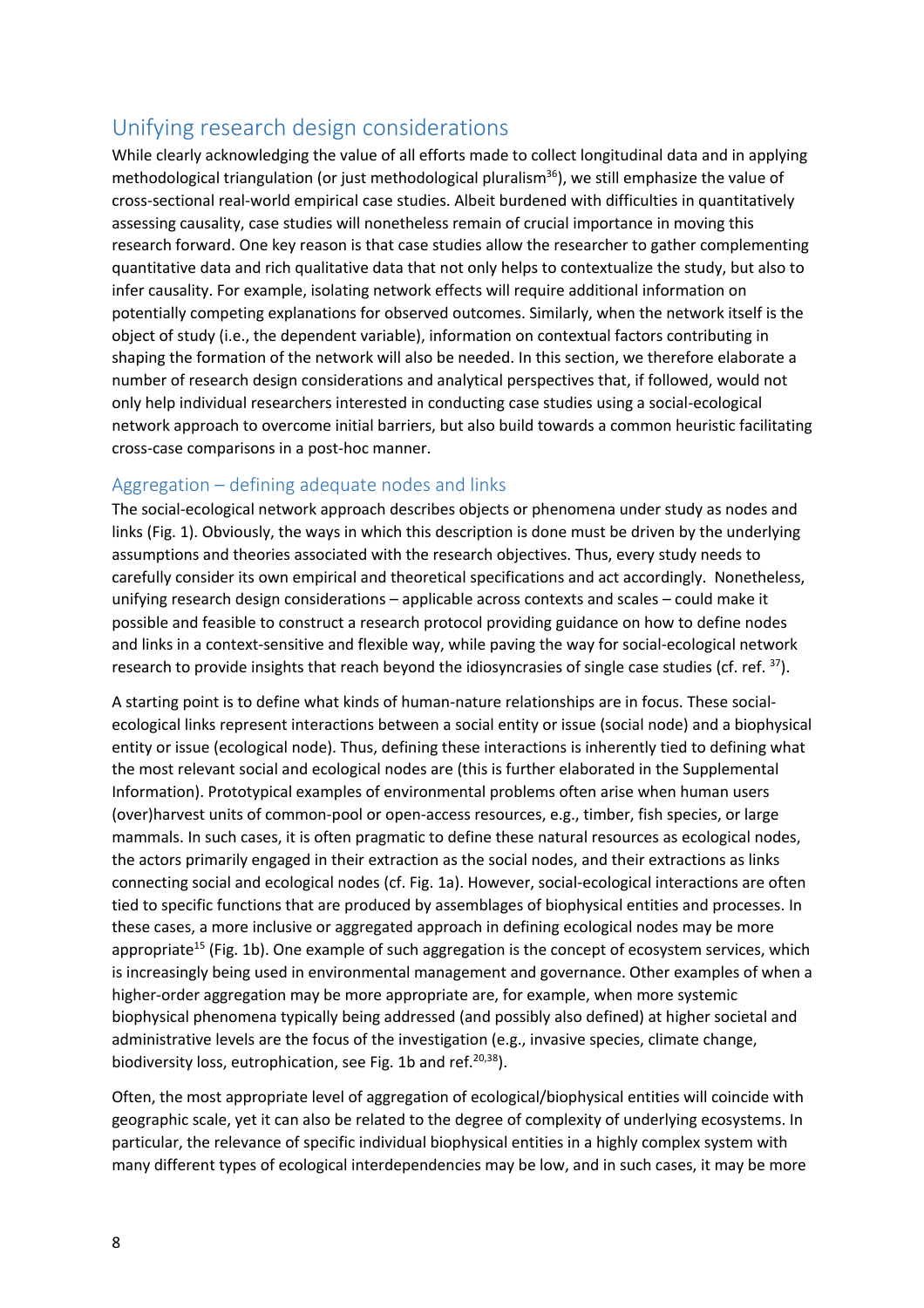## Unifying research design considerations

While clearly acknowledging the value of all efforts made to collect longitudinal data and in applying methodological triangulation (or just methodological pluralism[36]), we still emphasize the value of cross-sectional real-world empirical case studies. Albeit burdened with difficulties in quantitatively assessing causality, case studies will nonetheless remain of crucial importance in moving this research forward. One key reason is that case studies allow the researcher to gather complementing quantitative data and rich qualitative data that not only helps to contextualize the study, but also to infer causality. For example, isolating network effects will require additional information on potentially competing explanations for observed outcomes. Similarly, when the network itself is the object of study (i.e., the dependent variable), information on contextual factors contributing in shaping the formation of the network will also be needed. In this section, we therefore elaborate a number of research design considerations and analytical perspectives that, if followed, would not only help individual researchers interested in conducting case studies using a social-ecological network approach to overcome initial barriers, but also build towards a common heuristic facilitating cross-case comparisons in a post-hoc manner.

### Aggregation – defining adequate nodes and links

The social-ecological network approach describes objects or phenomena under study as nodes and links (Fig. 1). Obviously, the ways in which this description is done must be driven by the underlying assumptions and theories associated with the research objectives. Thus, every study needs to carefully consider its own empirical and theoretical specifications and act accordingly. Nonetheless, unifying research design considerations – applicable across contexts and scales – could make it possible and feasible to construct a research protocol providing guidance on how to define nodes and links in a context-sensitive and flexible way, while paving the way for social-ecological network research to provide insights that reach beyond the idiosyncrasies of single case studies (cf. ref. [37]).

A starting point is to define what kinds of human-nature relationships are in focus. These social-ecological links represent interactions between a social entity or issue (social node) and a biophysical entity or issue (ecological node). Thus, defining these interactions is inherently tied to defining what the most relevant social and ecological nodes are (this is further elaborated in the Supplemental Information). Prototypical examples of environmental problems often arise when human users (over)harvest units of common-pool or open-access resources, e.g., timber, fish species, or large mammals. In such cases, it is often pragmatic to define these natural resources as ecological nodes, the actors primarily engaged in their extraction as the social nodes, and their extractions as links connecting social and ecological nodes (cf. Fig. 1a). However, social-ecological interactions are often tied to specific functions that are produced by assemblages of biophysical entities and processes. In these cases, a more inclusive or aggregated approach in defining ecological nodes may be more appropriate[15] (Fig. 1b). One example of such aggregation is the concept of ecosystem services, which is increasingly being used in environmental management and governance. Other examples of when a higher-order aggregation may be more appropriate are, for example, when more systemic biophysical phenomena typically being addressed (and possibly also defined) at higher societal and administrative levels are the focus of the investigation (e.g., invasive species, climate change, biodiversity loss, eutrophication, see Fig. 1b and ref.[20,38]).

Often, the most appropriate level of aggregation of ecological/biophysical entities will coincide with geographic scale, yet it can also be related to the degree of complexity of underlying ecosystems. In particular, the relevance of specific individual biophysical entities in a highly complex system with many different types of ecological interdependencies may be low, and in such cases, it may be more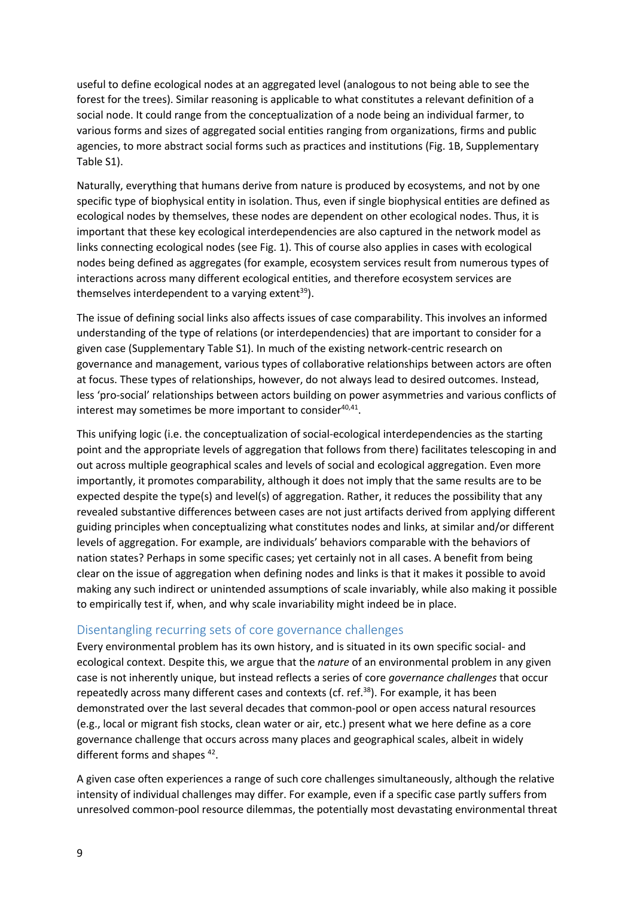useful to define ecological nodes at an aggregated level (analogous to not being able to see the forest for the trees). Similar reasoning is applicable to what constitutes a relevant definition of a social node. It could range from the conceptualization of a node being an individual farmer, to various forms and sizes of aggregated social entities ranging from organizations, firms and public agencies, to more abstract social forms such as practices and institutions (Fig. 1B, Supplementary Table S1).

Naturally, everything that humans derive from nature is produced by ecosystems, and not by one specific type of biophysical entity in isolation. Thus, even if single biophysical entities are defined as ecological nodes by themselves, these nodes are dependent on other ecological nodes. Thus, it is important that these key ecological interdependencies are also captured in the network model as links connecting ecological nodes (see Fig. 1). This of course also applies in cases with ecological nodes being defined as aggregates (for example, ecosystem services result from numerous types of interactions across many different ecological entities, and therefore ecosystem services are themselves interdependent to a varying extent[39]).

The issue of defining social links also affects issues of case comparability. This involves an informed understanding of the type of relations (or interdependencies) that are important to consider for a given case (Supplementary Table S1). In much of the existing network-centric research on governance and management, various types of collaborative relationships between actors are often at focus. These types of relationships, however, do not always lead to desired outcomes. Instead, less 'pro-social' relationships between actors building on power asymmetries and various conflicts of interest may sometimes be more important to consider[40,41].

This unifying logic (i.e. the conceptualization of social-ecological interdependencies as the starting point and the appropriate levels of aggregation that follows from there) facilitates telescoping in and out across multiple geographical scales and levels of social and ecological aggregation. Even more importantly, it promotes comparability, although it does not imply that the same results are to be expected despite the type(s) and level(s) of aggregation. Rather, it reduces the possibility that any revealed substantive differences between cases are not just artifacts derived from applying different guiding principles when conceptualizing what constitutes nodes and links, at similar and/or different levels of aggregation. For example, are individuals' behaviors comparable with the behaviors of nation states? Perhaps in some specific cases; yet certainly not in all cases. A benefit from being clear on the issue of aggregation when defining nodes and links is that it makes it possible to avoid making any such indirect or unintended assumptions of scale invariably, while also making it possible to empirically test if, when, and why scale invariability might indeed be in place.

## Disentangling recurring sets of core governance challenges

Every environmental problem has its own history, and is situated in its own specific social- and ecological context. Despite this, we argue that the *nature* of an environmental problem in any given case is not inherently unique, but instead reflects a series of core *governance challenges* that occur repeatedly across many different cases and contexts (cf. ref.[38]). For example, it has been demonstrated over the last several decades that common-pool or open access natural resources (e.g., local or migrant fish stocks, clean water or air, etc.) present what we here define as a core governance challenge that occurs across many places and geographical scales, albeit in widely different forms and shapes [42].

A given case often experiences a range of such core challenges simultaneously, although the relative intensity of individual challenges may differ. For example, even if a specific case partly suffers from unresolved common-pool resource dilemmas, the potentially most devastating environmental threat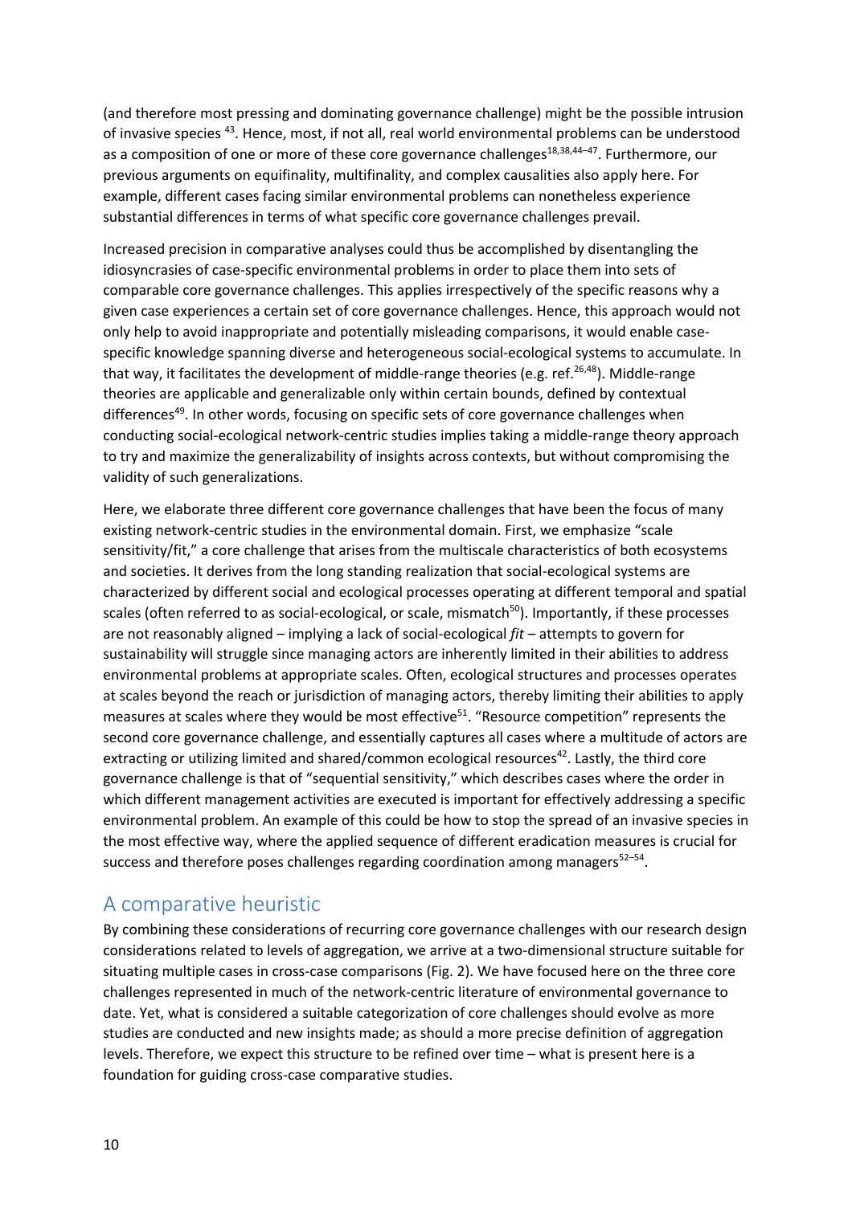(and therefore most pressing and dominating governance challenge) might be the possible intrusion of invasive species [43]. Hence, most, if not all, real world environmental problems can be understood as a composition of one or more of these core governance challenges[18,38,44–47]. Furthermore, our previous arguments on equifinality, multifinality, and complex causalities also apply here. For example, different cases facing similar environmental problems can nonetheless experience substantial differences in terms of what specific core governance challenges prevail.

Increased precision in comparative analyses could thus be accomplished by disentangling the idiosyncrasies of case-specific environmental problems in order to place them into sets of comparable core governance challenges. This applies irrespectively of the specific reasons why a given case experiences a certain set of core governance challenges. Hence, this approach would not only help to avoid inappropriate and potentially misleading comparisons, it would enable case-specific knowledge spanning diverse and heterogeneous social-ecological systems to accumulate. In that way, it facilitates the development of middle-range theories (e.g. ref.[26,48]). Middle-range theories are applicable and generalizable only within certain bounds, defined by contextual differences[49]. In other words, focusing on specific sets of core governance challenges when conducting social-ecological network-centric studies implies taking a middle-range theory approach to try and maximize the generalizability of insights across contexts, but without compromising the validity of such generalizations.

Here, we elaborate three different core governance challenges that have been the focus of many existing network-centric studies in the environmental domain. First, we emphasize "scale sensitivity/fit," a core challenge that arises from the multiscale characteristics of both ecosystems and societies. It derives from the long standing realization that social-ecological systems are characterized by different social and ecological processes operating at different temporal and spatial scales (often referred to as social-ecological, or scale, mismatch[50]). Importantly, if these processes are not reasonably aligned – implying a lack of social-ecological *fit* – attempts to govern for sustainability will struggle since managing actors are inherently limited in their abilities to address environmental problems at appropriate scales. Often, ecological structures and processes operates at scales beyond the reach or jurisdiction of managing actors, thereby limiting their abilities to apply measures at scales where they would be most effective[51]. "Resource competition" represents the second core governance challenge, and essentially captures all cases where a multitude of actors are extracting or utilizing limited and shared/common ecological resources[42]. Lastly, the third core governance challenge is that of "sequential sensitivity," which describes cases where the order in which different management activities are executed is important for effectively addressing a specific environmental problem. An example of this could be how to stop the spread of an invasive species in the most effective way, where the applied sequence of different eradication measures is crucial for success and therefore poses challenges regarding coordination among managers[52–54].

## A comparative heuristic

By combining these considerations of recurring core governance challenges with our research design considerations related to levels of aggregation, we arrive at a two-dimensional structure suitable for situating multiple cases in cross-case comparisons (Fig. 2). We have focused here on the three core challenges represented in much of the network-centric literature of environmental governance to date. Yet, what is considered a suitable categorization of core challenges should evolve as more studies are conducted and new insights made; as should a more precise definition of aggregation levels. Therefore, we expect this structure to be refined over time – what is present here is a foundation for guiding cross-case comparative studies.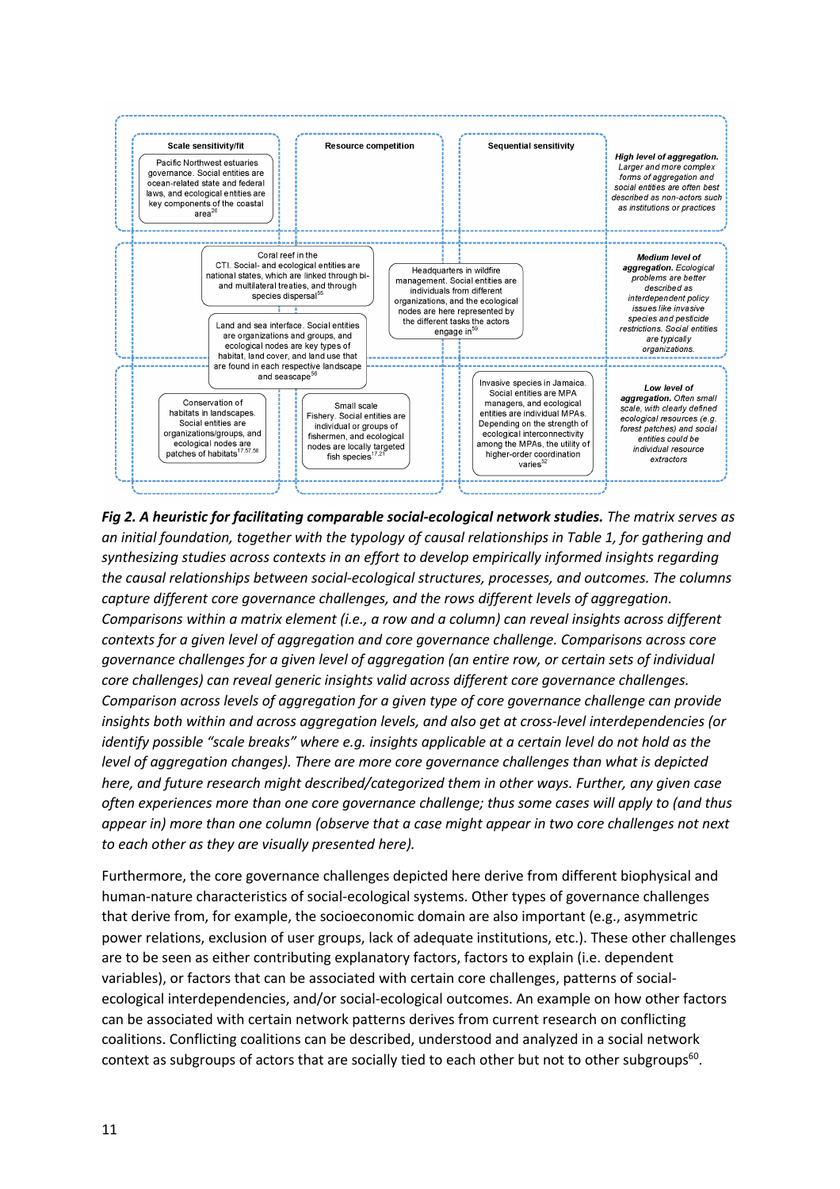| Scale sensitivity/fit | Resource competition | Sequential sensitivity | |
|---|---|---|---|
| Pacific Northwest estuaries governance. Social entities are ocean-related state and federal laws, and ecological entities are key components of the coastal area[20] | | | ***High level of aggregation.*** *Larger and more complex forms of aggregation and social entities are often best described as non-actors such as institutions or practices* |
| Coral reef in the CTI. Social- and ecological entities are national states, which are linked through bi- and multilateral treaties, and through species dispersal[55]; Land and sea interface. Social entities are organizations and groups, and ecological nodes are key types of habitat, land cover, and land use that are found in each respective landscape and seascape[58] | Headquarters in wildfire management. Social entities are individuals from different organizations, and the ecological nodes are here represented by the different tasks the actors engage in[59] | | ***Medium level of aggregation.*** *Ecological problems are better described as interdependent policy issues like invasive species and pesticide restrictions. Social entities are typically organizations.* |
| Conservation of habitats in landscapes. Social entities are organizations/groups, and ecological nodes are patches of habitats[17,57,58] | Small scale Fishery. Social entities are individual or groups of fishermen, and ecological nodes are locally targeted fish species[17,21] | Invasive species in Jamaica. Social entities are MPA managers, and ecological entities are individual MPAs. Depending on the strength of ecological interconnectivity among the MPAs, the utility of higher-order coordination varies[52] | ***Low level of aggregation.*** *Often small scale, with clearly defined ecological resources (e.g. forest patches) and social entities could be individual resource extractors* |

***Fig 2. A heuristic for facilitating comparable social-ecological network studies.*** *The matrix serves as an initial foundation, together with the typology of causal relationships in Table 1, for gathering and synthesizing studies across contexts in an effort to develop empirically informed insights regarding the causal relationships between social-ecological structures, processes, and outcomes. The columns capture different core governance challenges, and the rows different levels of aggregation. Comparisons within a matrix element (i.e., a row and a column) can reveal insights across different contexts for a given level of aggregation and core governance challenge. Comparisons across core governance challenges for a given level of aggregation (an entire row, or certain sets of individual core challenges) can reveal generic insights valid across different core governance challenges. Comparison across levels of aggregation for a given type of core governance challenge can provide insights both within and across aggregation levels, and also get at cross-level interdependencies (or identify possible "scale breaks" where e.g. insights applicable at a certain level do not hold as the level of aggregation changes). There are more core governance challenges than what is depicted here, and future research might described/categorized them in other ways. Further, any given case often experiences more than one core governance challenge; thus some cases will apply to (and thus appear in) more than one column (observe that a case might appear in two core challenges not next to each other as they are visually presented here).*

Furthermore, the core governance challenges depicted here derive from different biophysical and human-nature characteristics of social-ecological systems. Other types of governance challenges that derive from, for example, the socioeconomic domain are also important (e.g., asymmetric power relations, exclusion of user groups, lack of adequate institutions, etc.). These other challenges are to be seen as either contributing explanatory factors, factors to explain (i.e. dependent variables), or factors that can be associated with certain core challenges, patterns of social-ecological interdependencies, and/or social-ecological outcomes. An example on how other factors can be associated with certain network patterns derives from current research on conflicting coalitions. Conflicting coalitions can be described, understood and analyzed in a social network context as subgroups of actors that are socially tied to each other but not to other subgroups[60].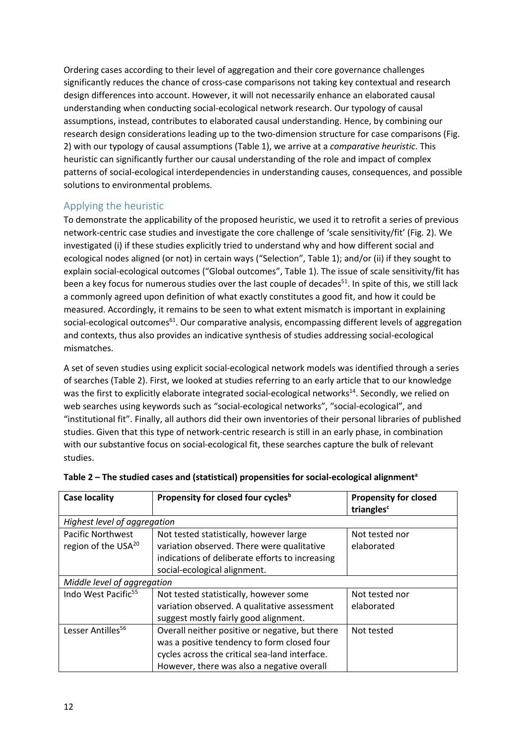Ordering cases according to their level of aggregation and their core governance challenges significantly reduces the chance of cross-case comparisons not taking key contextual and research design differences into account. However, it will not necessarily enhance an elaborated causal understanding when conducting social-ecological network research. Our typology of causal assumptions, instead, contributes to elaborated causal understanding. Hence, by combining our research design considerations leading up to the two-dimension structure for case comparisons (Fig. 2) with our typology of causal assumptions (Table 1), we arrive at a *comparative heuristic*. This heuristic can significantly further our causal understanding of the role and impact of complex patterns of social-ecological interdependencies in understanding causes, consequences, and possible solutions to environmental problems.

## Applying the heuristic

To demonstrate the applicability of the proposed heuristic, we used it to retrofit a series of previous network-centric case studies and investigate the core challenge of 'scale sensitivity/fit' (Fig. 2). We investigated (i) if these studies explicitly tried to understand why and how different social and ecological nodes aligned (or not) in certain ways ("Selection", Table 1); and/or (ii) if they sought to explain social-ecological outcomes ("Global outcomes", Table 1). The issue of scale sensitivity/fit has been a key focus for numerous studies over the last couple of decades[51]. In spite of this, we still lack a commonly agreed upon definition of what exactly constitutes a good fit, and how it could be measured. Accordingly, it remains to be seen to what extent mismatch is important in explaining social-ecological outcomes[61]. Our comparative analysis, encompassing different levels of aggregation and contexts, thus also provides an indicative synthesis of studies addressing social-ecological mismatches.

A set of seven studies using explicit social-ecological network models was identified through a series of searches (Table 2). First, we looked at studies referring to an early article that to our knowledge was the first to explicitly elaborate integrated social-ecological networks[14]. Secondly, we relied on web searches using keywords such as "social-ecological networks", "social-ecological", and "institutional fit". Finally, all authors did their own inventories of their personal libraries of published studies. Given that this type of network-centric research is still in an early phase, in combination with our substantive focus on social-ecological fit, these searches capture the bulk of relevant studies.

**Table 2 – The studied cases and (statistical) propensities for social-ecological alignment[a]**

| Case locality | Propensity for closed four cycles[b] | Propensity for closed triangles[c] |
|---|---|---|
| *Highest level of aggregation* | | |
| Pacific Northwest region of the USA[20] | Not tested statistically, however large variation observed. There were qualitative indications of deliberate efforts to increasing social-ecological alignment. | Not tested nor elaborated |
| *Middle level of aggregation* | | |
| Indo West Pacific[55] | Not tested statistically, however some variation observed. A qualitative assessment suggest mostly fairly good alignment. | Not tested nor elaborated |
| Lesser Antilles[56] | Overall neither positive or negative, but there was a positive tendency to form closed four cycles across the critical sea-land interface. However, there was also a negative overall | Not tested |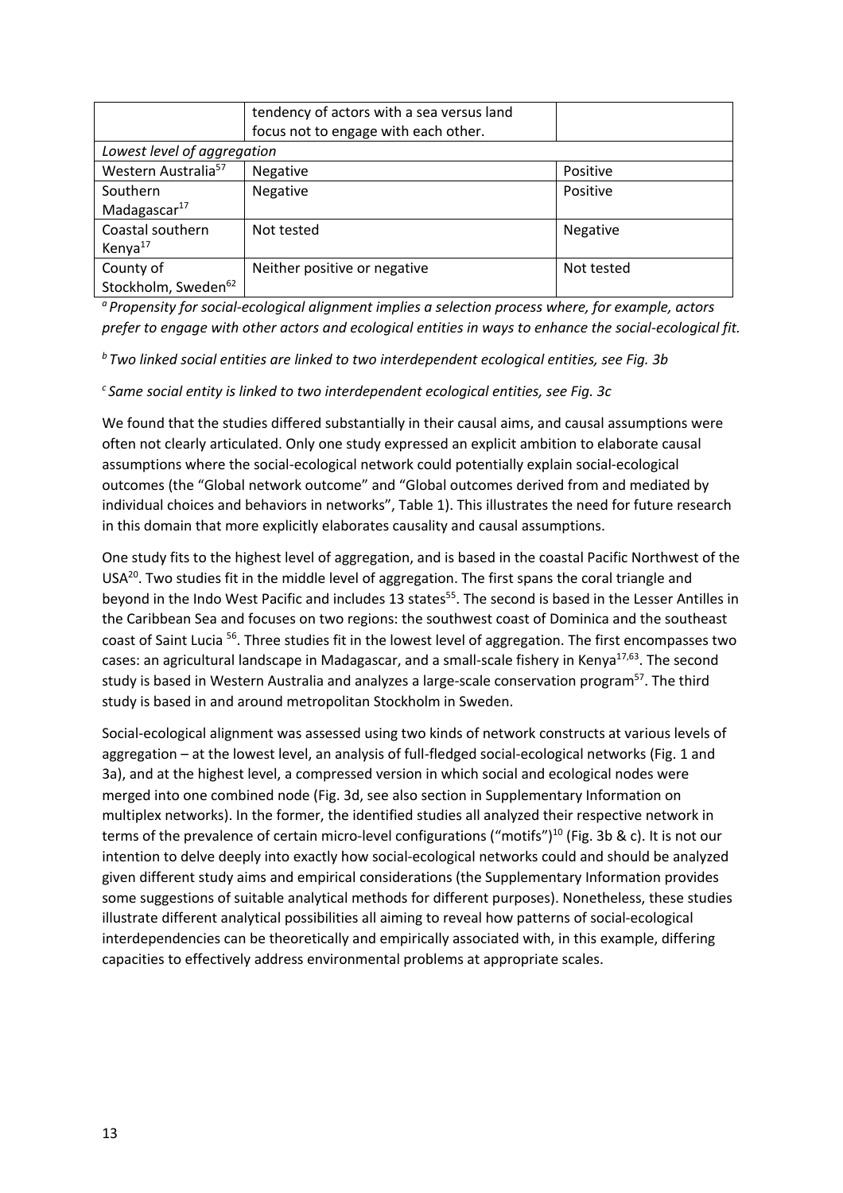|  | tendency of actors with a sea versus land focus not to engage with each other. |  |
|---|---|---|
| *Lowest level of aggregation* |  |  |
| Western Australia[57] | Negative | Positive |
| Southern Madagascar[17] | Negative | Positive |
| Coastal southern Kenya[17] | Not tested | Negative |
| County of Stockholm, Sweden[62] | Neither positive or negative | Not tested |

*[a] Propensity for social-ecological alignment implies a selection process where, for example, actors prefer to engage with other actors and ecological entities in ways to enhance the social-ecological fit.*

*[b] Two linked social entities are linked to two interdependent ecological entities, see Fig. 3b*

*[c] Same social entity is linked to two interdependent ecological entities, see Fig. 3c*

We found that the studies differed substantially in their causal aims, and causal assumptions were often not clearly articulated. Only one study expressed an explicit ambition to elaborate causal assumptions where the social-ecological network could potentially explain social-ecological outcomes (the "Global network outcome" and "Global outcomes derived from and mediated by individual choices and behaviors in networks", Table 1). This illustrates the need for future research in this domain that more explicitly elaborates causality and causal assumptions.

One study fits to the highest level of aggregation, and is based in the coastal Pacific Northwest of the USA[20]. Two studies fit in the middle level of aggregation. The first spans the coral triangle and beyond in the Indo West Pacific and includes 13 states[55]. The second is based in the Lesser Antilles in the Caribbean Sea and focuses on two regions: the southwest coast of Dominica and the southeast coast of Saint Lucia [56]. Three studies fit in the lowest level of aggregation. The first encompasses two cases: an agricultural landscape in Madagascar, and a small-scale fishery in Kenya[17,63]. The second study is based in Western Australia and analyzes a large-scale conservation program[57]. The third study is based in and around metropolitan Stockholm in Sweden.

Social-ecological alignment was assessed using two kinds of network constructs at various levels of aggregation – at the lowest level, an analysis of full-fledged social-ecological networks (Fig. 1 and 3a), and at the highest level, a compressed version in which social and ecological nodes were merged into one combined node (Fig. 3d, see also section in Supplementary Information on multiplex networks). In the former, the identified studies all analyzed their respective network in terms of the prevalence of certain micro-level configurations ("motifs")[10] (Fig. 3b & c). It is not our intention to delve deeply into exactly how social-ecological networks could and should be analyzed given different study aims and empirical considerations (the Supplementary Information provides some suggestions of suitable analytical methods for different purposes). Nonetheless, these studies illustrate different analytical possibilities all aiming to reveal how patterns of social-ecological interdependencies can be theoretically and empirically associated with, in this example, differing capacities to effectively address environmental problems at appropriate scales.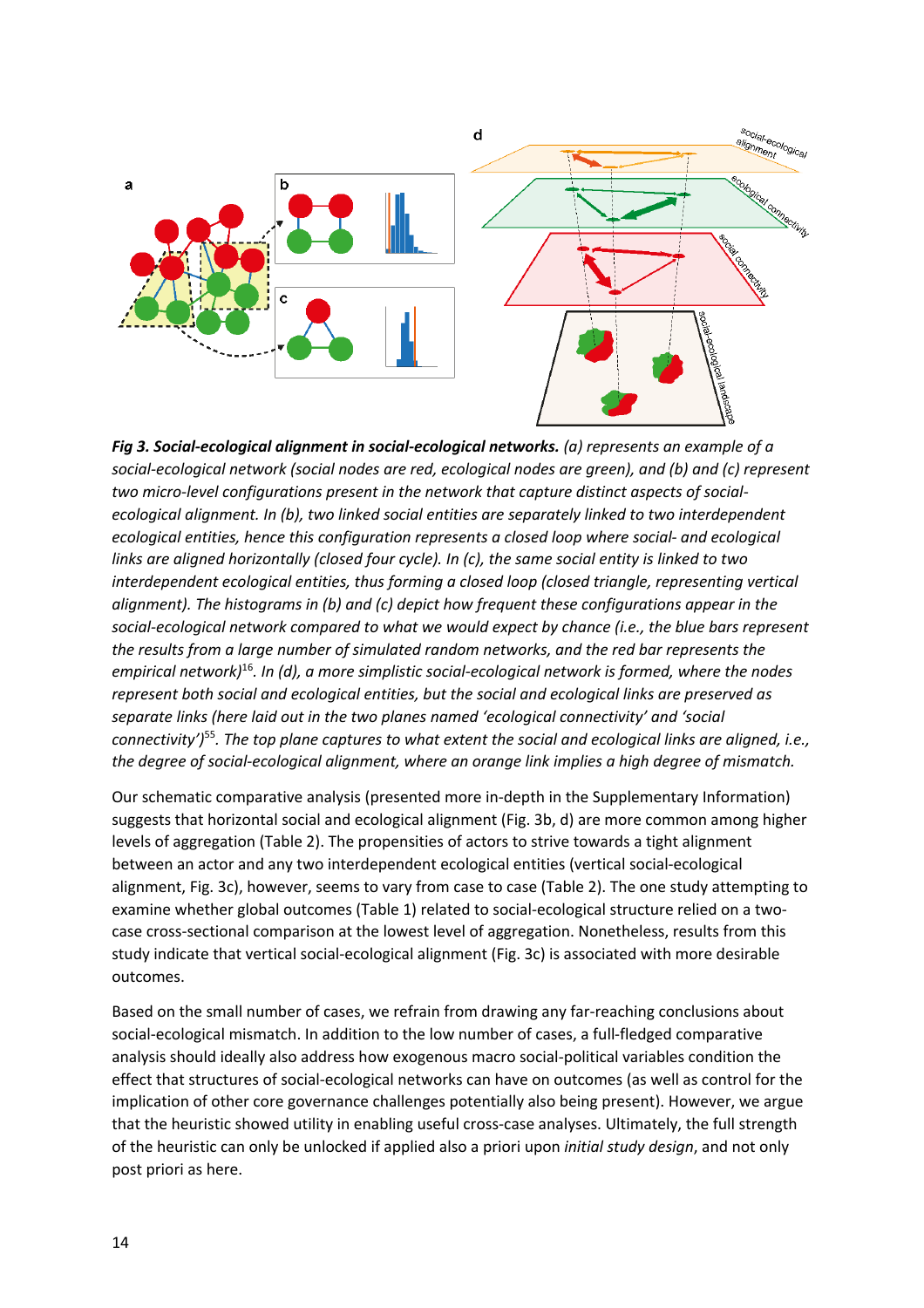***Fig 3. Social-ecological alignment in social-ecological networks.*** *(a) represents an example of a social-ecological network (social nodes are red, ecological nodes are green), and (b) and (c) represent two micro-level configurations present in the network that capture distinct aspects of social-ecological alignment. In (b), two linked social entities are separately linked to two interdependent ecological entities, hence this configuration represents a closed loop where social- and ecological links are aligned horizontally (closed four cycle). In (c), the same social entity is linked to two interdependent ecological entities, thus forming a closed loop (closed triangle, representing vertical alignment). The histograms in (b) and (c) depict how frequent these configurations appear in the social-ecological network compared to what we would expect by chance (i.e., the blue bars represent the results from a large number of simulated random networks, and the red bar represents the empirical network)*[16]*. In (d), a more simplistic social-ecological network is formed, where the nodes represent both social and ecological entities, but the social and ecological links are preserved as separate links (here laid out in the two planes named 'ecological connectivity' and 'social connectivity')*[55]*. The top plane captures to what extent the social and ecological links are aligned, i.e., the degree of social-ecological alignment, where an orange link implies a high degree of mismatch.*

Our schematic comparative analysis (presented more in-depth in the Supplementary Information) suggests that horizontal social and ecological alignment (Fig. 3b, d) are more common among higher levels of aggregation (Table 2). The propensities of actors to strive towards a tight alignment between an actor and any two interdependent ecological entities (vertical social-ecological alignment, Fig. 3c), however, seems to vary from case to case (Table 2). The one study attempting to examine whether global outcomes (Table 1) related to social-ecological structure relied on a two-case cross-sectional comparison at the lowest level of aggregation. Nonetheless, results from this study indicate that vertical social-ecological alignment (Fig. 3c) is associated with more desirable outcomes.

Based on the small number of cases, we refrain from drawing any far-reaching conclusions about social-ecological mismatch. In addition to the low number of cases, a full-fledged comparative analysis should ideally also address how exogenous macro social-political variables condition the effect that structures of social-ecological networks can have on outcomes (as well as control for the implication of other core governance challenges potentially also being present). However, we argue that the heuristic showed utility in enabling useful cross-case analyses. Ultimately, the full strength of the heuristic can only be unlocked if applied also a priori upon *initial study design*, and not only post priori as here.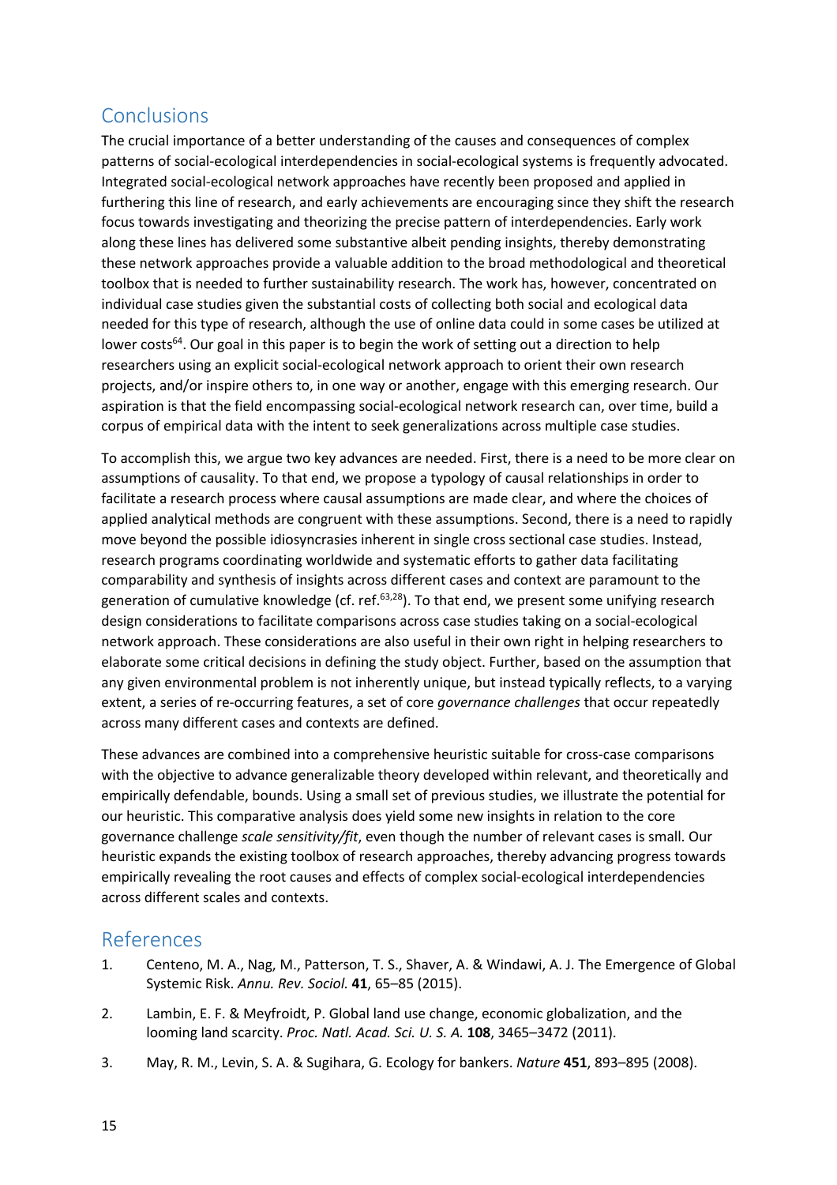## Conclusions

The crucial importance of a better understanding of the causes and consequences of complex patterns of social-ecological interdependencies in social-ecological systems is frequently advocated. Integrated social-ecological network approaches have recently been proposed and applied in furthering this line of research, and early achievements are encouraging since they shift the research focus towards investigating and theorizing the precise pattern of interdependencies. Early work along these lines has delivered some substantive albeit pending insights, thereby demonstrating these network approaches provide a valuable addition to the broad methodological and theoretical toolbox that is needed to further sustainability research. The work has, however, concentrated on individual case studies given the substantial costs of collecting both social and ecological data needed for this type of research, although the use of online data could in some cases be utilized at lower costs[64]. Our goal in this paper is to begin the work of setting out a direction to help researchers using an explicit social-ecological network approach to orient their own research projects, and/or inspire others to, in one way or another, engage with this emerging research. Our aspiration is that the field encompassing social-ecological network research can, over time, build a corpus of empirical data with the intent to seek generalizations across multiple case studies.

To accomplish this, we argue two key advances are needed. First, there is a need to be more clear on assumptions of causality. To that end, we propose a typology of causal relationships in order to facilitate a research process where causal assumptions are made clear, and where the choices of applied analytical methods are congruent with these assumptions. Second, there is a need to rapidly move beyond the possible idiosyncrasies inherent in single cross sectional case studies. Instead, research programs coordinating worldwide and systematic efforts to gather data facilitating comparability and synthesis of insights across different cases and context are paramount to the generation of cumulative knowledge (cf. ref.[63,28]). To that end, we present some unifying research design considerations to facilitate comparisons across case studies taking on a social-ecological network approach. These considerations are also useful in their own right in helping researchers to elaborate some critical decisions in defining the study object. Further, based on the assumption that any given environmental problem is not inherently unique, but instead typically reflects, to a varying extent, a series of re-occurring features, a set of core *governance challenges* that occur repeatedly across many different cases and contexts are defined.

These advances are combined into a comprehensive heuristic suitable for cross-case comparisons with the objective to advance generalizable theory developed within relevant, and theoretically and empirically defendable, bounds. Using a small set of previous studies, we illustrate the potential for our heuristic. This comparative analysis does yield some new insights in relation to the core governance challenge *scale sensitivity/fit*, even though the number of relevant cases is small. Our heuristic expands the existing toolbox of research approaches, thereby advancing progress towards empirically revealing the root causes and effects of complex social-ecological interdependencies across different scales and contexts.

## References

1. Centeno, M. A., Nag, M., Patterson, T. S., Shaver, A. & Windawi, A. J. The Emergence of Global Systemic Risk. *Annu. Rev. Sociol.* **41**, 65–85 (2015).
2. Lambin, E. F. & Meyfroidt, P. Global land use change, economic globalization, and the looming land scarcity. *Proc. Natl. Acad. Sci. U. S. A.* **108**, 3465–3472 (2011).
3. May, R. M., Levin, S. A. & Sugihara, G. Ecology for bankers. *Nature* **451**, 893–895 (2008).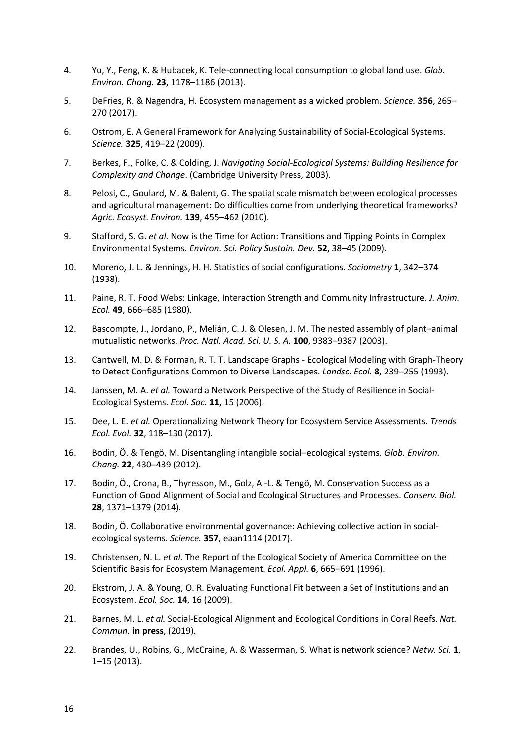4. Yu, Y., Feng, K. & Hubacek, K. Tele-connecting local consumption to global land use. *Glob. Environ. Chang.* **23**, 1178–1186 (2013).

5. DeFries, R. & Nagendra, H. Ecosystem management as a wicked problem. *Science.* **356**, 265–270 (2017).

6. Ostrom, E. A General Framework for Analyzing Sustainability of Social-Ecological Systems. *Science.* **325**, 419–22 (2009).

7. Berkes, F., Folke, C. & Colding, J. *Navigating Social-Ecological Systems: Building Resilience for Complexity and Change*. (Cambridge University Press, 2003).

8. Pelosi, C., Goulard, M. & Balent, G. The spatial scale mismatch between ecological processes and agricultural management: Do difficulties come from underlying theoretical frameworks? *Agric. Ecosyst. Environ.* **139**, 455–462 (2010).

9. Stafford, S. G. *et al.* Now is the Time for Action: Transitions and Tipping Points in Complex Environmental Systems. *Environ. Sci. Policy Sustain. Dev.* **52**, 38–45 (2009).

10. Moreno, J. L. & Jennings, H. H. Statistics of social configurations. *Sociometry* **1**, 342–374 (1938).

11. Paine, R. T. Food Webs: Linkage, Interaction Strength and Community Infrastructure. *J. Anim. Ecol.* **49**, 666–685 (1980).

12. Bascompte, J., Jordano, P., Melián, C. J. & Olesen, J. M. The nested assembly of plant–animal mutualistic networks. *Proc. Natl. Acad. Sci. U. S. A.* **100**, 9383–9387 (2003).

13. Cantwell, M. D. & Forman, R. T. T. Landscape Graphs - Ecological Modeling with Graph-Theory to Detect Configurations Common to Diverse Landscapes. *Landsc. Ecol.* **8**, 239–255 (1993).

14. Janssen, M. A. *et al.* Toward a Network Perspective of the Study of Resilience in Social-Ecological Systems. *Ecol. Soc.* **11**, 15 (2006).

15. Dee, L. E. *et al.* Operationalizing Network Theory for Ecosystem Service Assessments. *Trends Ecol. Evol.* **32**, 118–130 (2017).

16. Bodin, Ö. & Tengö, M. Disentangling intangible social–ecological systems. *Glob. Environ. Chang.* **22**, 430–439 (2012).

17. Bodin, Ö., Crona, B., Thyresson, M., Golz, A.-L. & Tengö, M. Conservation Success as a Function of Good Alignment of Social and Ecological Structures and Processes. *Conserv. Biol.* **28**, 1371–1379 (2014).

18. Bodin, Ö. Collaborative environmental governance: Achieving collective action in social-ecological systems. *Science.* **357**, eaan1114 (2017).

19. Christensen, N. L. *et al.* The Report of the Ecological Society of America Committee on the Scientific Basis for Ecosystem Management. *Ecol. Appl.* **6**, 665–691 (1996).

20. Ekstrom, J. A. & Young, O. R. Evaluating Functional Fit between a Set of Institutions and an Ecosystem. *Ecol. Soc.* **14**, 16 (2009).

21. Barnes, M. L. *et al.* Social-Ecological Alignment and Ecological Conditions in Coral Reefs. *Nat. Commun.* **in press**, (2019).

22. Brandes, U., Robins, G., McCraine, A. & Wasserman, S. What is network science? *Netw. Sci.* **1**, 1–15 (2013).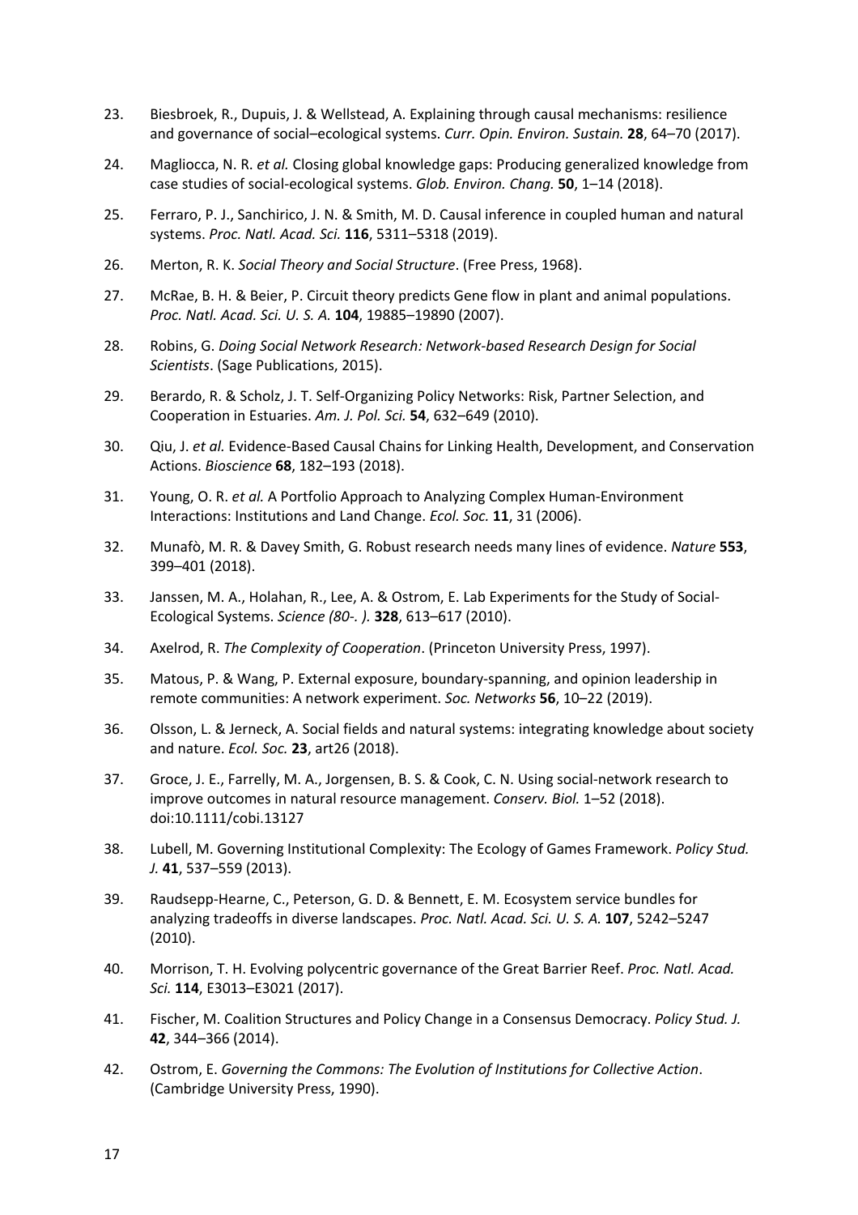23. Biesbroek, R., Dupuis, J. & Wellstead, A. Explaining through causal mechanisms: resilience and governance of social–ecological systems. *Curr. Opin. Environ. Sustain.* **28**, 64–70 (2017).
24. Magliocca, N. R. *et al.* Closing global knowledge gaps: Producing generalized knowledge from case studies of social-ecological systems. *Glob. Environ. Chang.* **50**, 1–14 (2018).
25. Ferraro, P. J., Sanchirico, J. N. & Smith, M. D. Causal inference in coupled human and natural systems. *Proc. Natl. Acad. Sci.* **116**, 5311–5318 (2019).
26. Merton, R. K. *Social Theory and Social Structure*. (Free Press, 1968).
27. McRae, B. H. & Beier, P. Circuit theory predicts Gene flow in plant and animal populations. *Proc. Natl. Acad. Sci. U. S. A.* **104**, 19885–19890 (2007).
28. Robins, G. *Doing Social Network Research: Network-based Research Design for Social Scientists*. (Sage Publications, 2015).
29. Berardo, R. & Scholz, J. T. Self-Organizing Policy Networks: Risk, Partner Selection, and Cooperation in Estuaries. *Am. J. Pol. Sci.* **54**, 632–649 (2010).
30. Qiu, J. *et al.* Evidence-Based Causal Chains for Linking Health, Development, and Conservation Actions. *Bioscience* **68**, 182–193 (2018).
31. Young, O. R. *et al.* A Portfolio Approach to Analyzing Complex Human-Environment Interactions: Institutions and Land Change. *Ecol. Soc.* **11**, 31 (2006).
32. Munafò, M. R. & Davey Smith, G. Robust research needs many lines of evidence. *Nature* **553**, 399–401 (2018).
33. Janssen, M. A., Holahan, R., Lee, A. & Ostrom, E. Lab Experiments for the Study of Social-Ecological Systems. *Science (80-. ).* **328**, 613–617 (2010).
34. Axelrod, R. *The Complexity of Cooperation*. (Princeton University Press, 1997).
35. Matous, P. & Wang, P. External exposure, boundary-spanning, and opinion leadership in remote communities: A network experiment. *Soc. Networks* **56**, 10–22 (2019).
36. Olsson, L. & Jerneck, A. Social fields and natural systems: integrating knowledge about society and nature. *Ecol. Soc.* **23**, art26 (2018).
37. Groce, J. E., Farrelly, M. A., Jorgensen, B. S. & Cook, C. N. Using social-network research to improve outcomes in natural resource management. *Conserv. Biol.* 1–52 (2018). doi:10.1111/cobi.13127
38. Lubell, M. Governing Institutional Complexity: The Ecology of Games Framework. *Policy Stud. J.* **41**, 537–559 (2013).
39. Raudsepp-Hearne, C., Peterson, G. D. & Bennett, E. M. Ecosystem service bundles for analyzing tradeoffs in diverse landscapes. *Proc. Natl. Acad. Sci. U. S. A.* **107**, 5242–5247 (2010).
40. Morrison, T. H. Evolving polycentric governance of the Great Barrier Reef. *Proc. Natl. Acad. Sci.* **114**, E3013–E3021 (2017).
41. Fischer, M. Coalition Structures and Policy Change in a Consensus Democracy. *Policy Stud. J.* **42**, 344–366 (2014).
42. Ostrom, E. *Governing the Commons: The Evolution of Institutions for Collective Action*. (Cambridge University Press, 1990).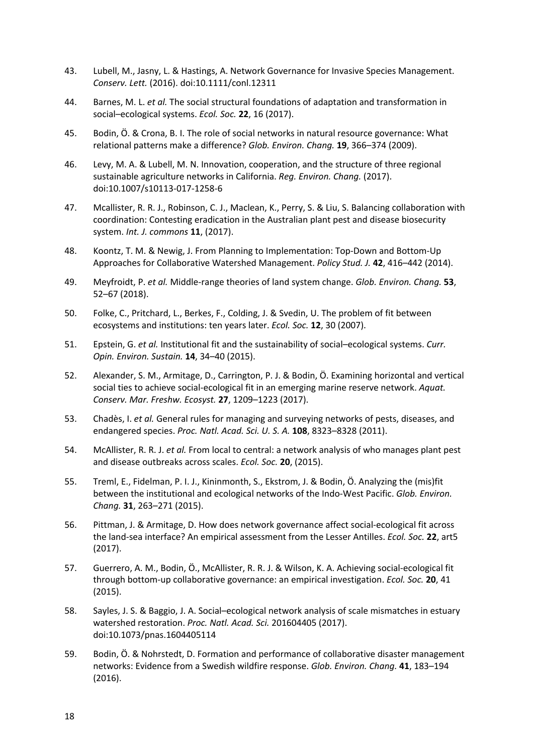43. Lubell, M., Jasny, L. & Hastings, A. Network Governance for Invasive Species Management. *Conserv. Lett.* (2016). doi:10.1111/conl.12311

44. Barnes, M. L. *et al.* The social structural foundations of adaptation and transformation in social–ecological systems. *Ecol. Soc.* **22**, 16 (2017).

45. Bodin, Ö. & Crona, B. I. The role of social networks in natural resource governance: What relational patterns make a difference? *Glob. Environ. Chang.* **19**, 366–374 (2009).

46. Levy, M. A. & Lubell, M. N. Innovation, cooperation, and the structure of three regional sustainable agriculture networks in California. *Reg. Environ. Chang.* (2017). doi:10.1007/s10113-017-1258-6

47. Mcallister, R. R. J., Robinson, C. J., Maclean, K., Perry, S. & Liu, S. Balancing collaboration with coordination: Contesting eradication in the Australian plant pest and disease biosecurity system. *Int. J. commons* **11**, (2017).

48. Koontz, T. M. & Newig, J. From Planning to Implementation: Top-Down and Bottom-Up Approaches for Collaborative Watershed Management. *Policy Stud. J.* **42**, 416–442 (2014).

49. Meyfroidt, P. *et al.* Middle-range theories of land system change. *Glob. Environ. Chang.* **53**, 52–67 (2018).

50. Folke, C., Pritchard, L., Berkes, F., Colding, J. & Svedin, U. The problem of fit between ecosystems and institutions: ten years later. *Ecol. Soc.* **12**, 30 (2007).

51. Epstein, G. *et al.* Institutional fit and the sustainability of social–ecological systems. *Curr. Opin. Environ. Sustain.* **14**, 34–40 (2015).

52. Alexander, S. M., Armitage, D., Carrington, P. J. & Bodin, Ö. Examining horizontal and vertical social ties to achieve social-ecological fit in an emerging marine reserve network. *Aquat. Conserv. Mar. Freshw. Ecosyst.* **27**, 1209–1223 (2017).

53. Chadès, I. *et al.* General rules for managing and surveying networks of pests, diseases, and endangered species. *Proc. Natl. Acad. Sci. U. S. A.* **108**, 8323–8328 (2011).

54. McAllister, R. R. J. *et al.* From local to central: a network analysis of who manages plant pest and disease outbreaks across scales. *Ecol. Soc.* **20**, (2015).

55. Treml, E., Fidelman, P. I. J., Kininmonth, S., Ekstrom, J. & Bodin, Ö. Analyzing the (mis)fit between the institutional and ecological networks of the Indo-West Pacific. *Glob. Environ. Chang.* **31**, 263–271 (2015).

56. Pittman, J. & Armitage, D. How does network governance affect social-ecological fit across the land-sea interface? An empirical assessment from the Lesser Antilles. *Ecol. Soc.* **22**, art5 (2017).

57. Guerrero, A. M., Bodin, Ö., McAllister, R. R. J. & Wilson, K. A. Achieving social-ecological fit through bottom-up collaborative governance: an empirical investigation. *Ecol. Soc.* **20**, 41 (2015).

58. Sayles, J. S. & Baggio, J. A. Social–ecological network analysis of scale mismatches in estuary watershed restoration. *Proc. Natl. Acad. Sci.* 201604405 (2017). doi:10.1073/pnas.1604405114

59. Bodin, Ö. & Nohrstedt, D. Formation and performance of collaborative disaster management networks: Evidence from a Swedish wildfire response. *Glob. Environ. Chang.* **41**, 183–194 (2016).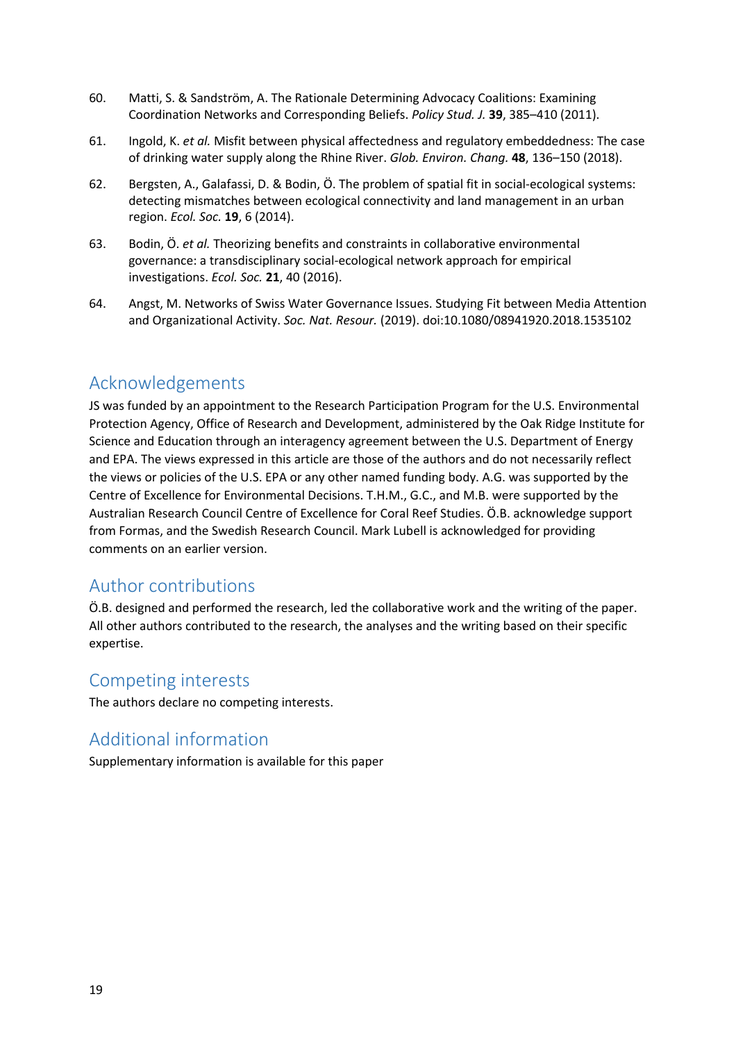60. Matti, S. & Sandström, A. The Rationale Determining Advocacy Coalitions: Examining Coordination Networks and Corresponding Beliefs. *Policy Stud. J.* **39**, 385–410 (2011).

61. Ingold, K. *et al.* Misfit between physical affectedness and regulatory embeddedness: The case of drinking water supply along the Rhine River. *Glob. Environ. Chang.* **48**, 136–150 (2018).

62. Bergsten, A., Galafassi, D. & Bodin, Ö. The problem of spatial fit in social-ecological systems: detecting mismatches between ecological connectivity and land management in an urban region. *Ecol. Soc.* **19**, 6 (2014).

63. Bodin, Ö. *et al.* Theorizing benefits and constraints in collaborative environmental governance: a transdisciplinary social-ecological network approach for empirical investigations. *Ecol. Soc.* **21**, 40 (2016).

64. Angst, M. Networks of Swiss Water Governance Issues. Studying Fit between Media Attention and Organizational Activity. *Soc. Nat. Resour.* (2019). doi:10.1080/08941920.2018.1535102

## Acknowledgements

JS was funded by an appointment to the Research Participation Program for the U.S. Environmental Protection Agency, Office of Research and Development, administered by the Oak Ridge Institute for Science and Education through an interagency agreement between the U.S. Department of Energy and EPA. The views expressed in this article are those of the authors and do not necessarily reflect the views or policies of the U.S. EPA or any other named funding body. A.G. was supported by the Centre of Excellence for Environmental Decisions. T.H.M., G.C., and M.B. were supported by the Australian Research Council Centre of Excellence for Coral Reef Studies. Ö.B. acknowledge support from Formas, and the Swedish Research Council. Mark Lubell is acknowledged for providing comments on an earlier version.

## Author contributions

Ö.B. designed and performed the research, led the collaborative work and the writing of the paper. All other authors contributed to the research, the analyses and the writing based on their specific expertise.

## Competing interests

The authors declare no competing interests.

## Additional information

Supplementary information is available for this paper